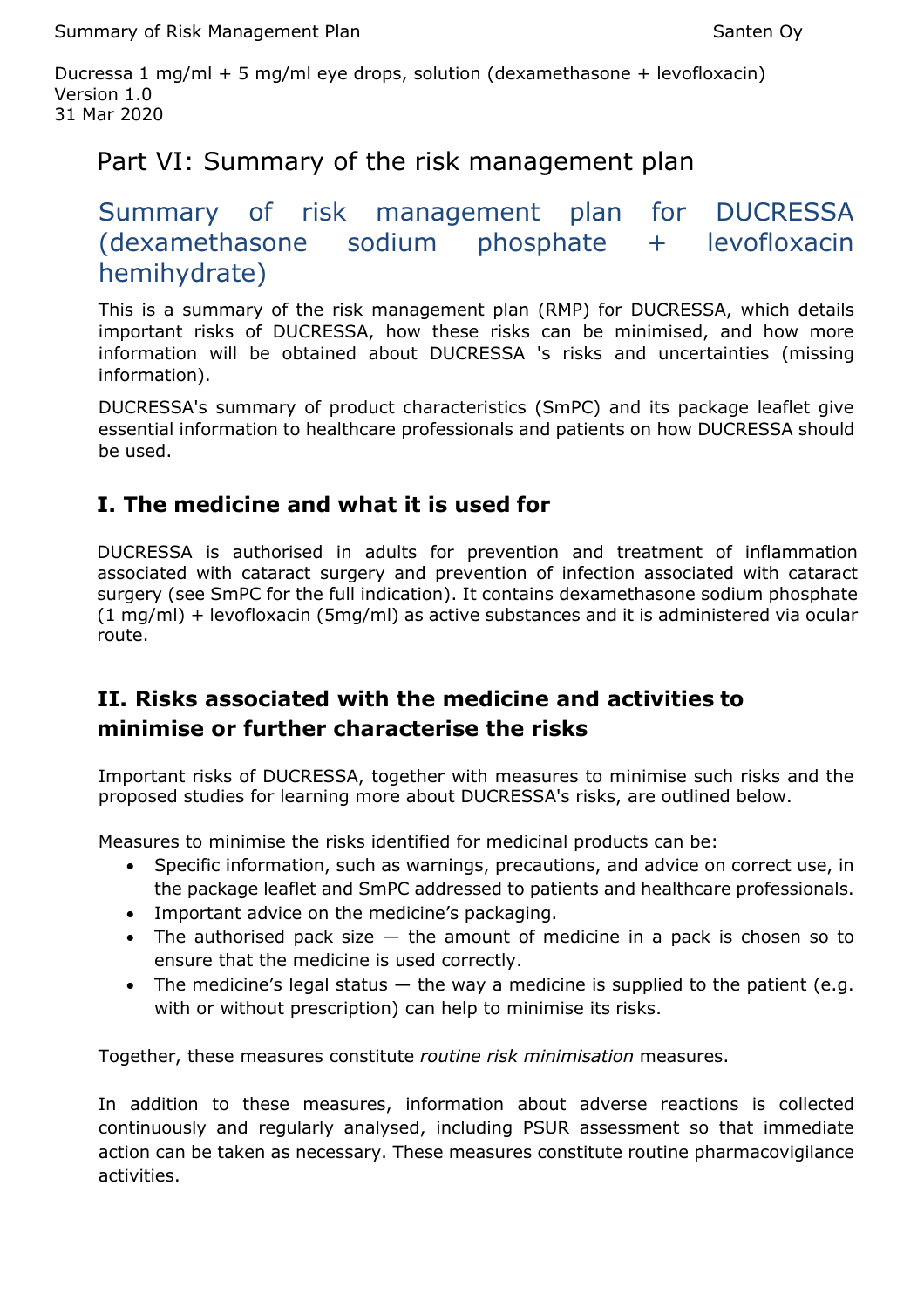Ducressa 1 mg/ml + 5 mg/ml eye drops, solution (dexamethasone + levofloxacin)
Version 1.0
31 Mar 2020

# Part VI: Summary of the risk management plan

## Summary of risk management plan for DUCRESSA (dexamethasone sodium phosphate + levofloxacin hemihydrate)

This is a summary of the risk management plan (RMP) for DUCRESSA, which details important risks of DUCRESSA, how these risks can be minimised, and how more information will be obtained about DUCRESSA 's risks and uncertainties (missing information).

DUCRESSA's summary of product characteristics (SmPC) and its package leaflet give essential information to healthcare professionals and patients on how DUCRESSA should be used.

### I. The medicine and what it is used for

DUCRESSA is authorised in adults for prevention and treatment of inflammation associated with cataract surgery and prevention of infection associated with cataract surgery (see SmPC for the full indication). It contains dexamethasone sodium phosphate (1 mg/ml) + levofloxacin (5mg/ml) as active substances and it is administered via ocular route.

### II. Risks associated with the medicine and activities to minimise or further characterise the risks

Important risks of DUCRESSA, together with measures to minimise such risks and the proposed studies for learning more about DUCRESSA's risks, are outlined below.

Measures to minimise the risks identified for medicinal products can be:

- Specific information, such as warnings, precautions, and advice on correct use, in the package leaflet and SmPC addressed to patients and healthcare professionals.
- Important advice on the medicine's packaging.
- The authorised pack size — the amount of medicine in a pack is chosen so to ensure that the medicine is used correctly.
- The medicine's legal status — the way a medicine is supplied to the patient (e.g. with or without prescription) can help to minimise its risks.

Together, these measures constitute *routine risk minimisation* measures.

In addition to these measures, information about adverse reactions is collected continuously and regularly analysed, including PSUR assessment so that immediate action can be taken as necessary. These measures constitute routine pharmacovigilance activities.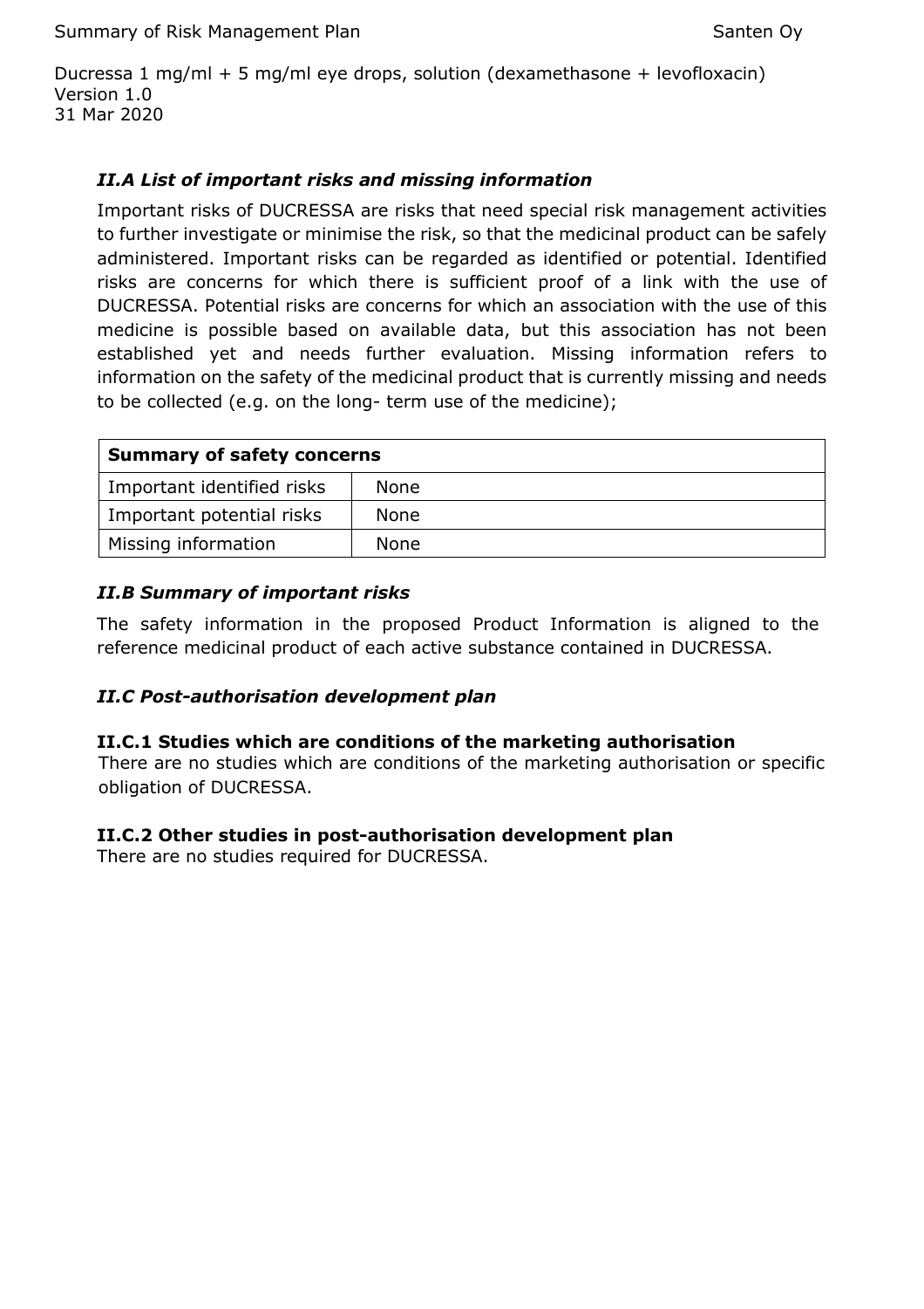### *II.A List of important risks and missing information*

Important risks of DUCRESSA are risks that need special risk management activities to further investigate or minimise the risk, so that the medicinal product can be safely administered. Important risks can be regarded as identified or potential. Identified risks are concerns for which there is sufficient proof of a link with the use of DUCRESSA. Potential risks are concerns for which an association with the use of this medicine is possible based on available data, but this association has not been established yet and needs further evaluation. Missing information refers to information on the safety of the medicinal product that is currently missing and needs to be collected (e.g. on the long- term use of the medicine);

| **Summary of safety concerns** | |
|---|---|
| Important identified risks | None |
| Important potential risks | None |
| Missing information | None |

### *II.B Summary of important risks*

The safety information in the proposed Product Information is aligned to the reference medicinal product of each active substance contained in DUCRESSA.

### *II.C Post-authorisation development plan*

#### II.C.1 Studies which are conditions of the marketing authorisation

There are no studies which are conditions of the marketing authorisation or specific obligation of DUCRESSA.

#### II.C.2 Other studies in post-authorisation development plan

There are no studies required for DUCRESSA.